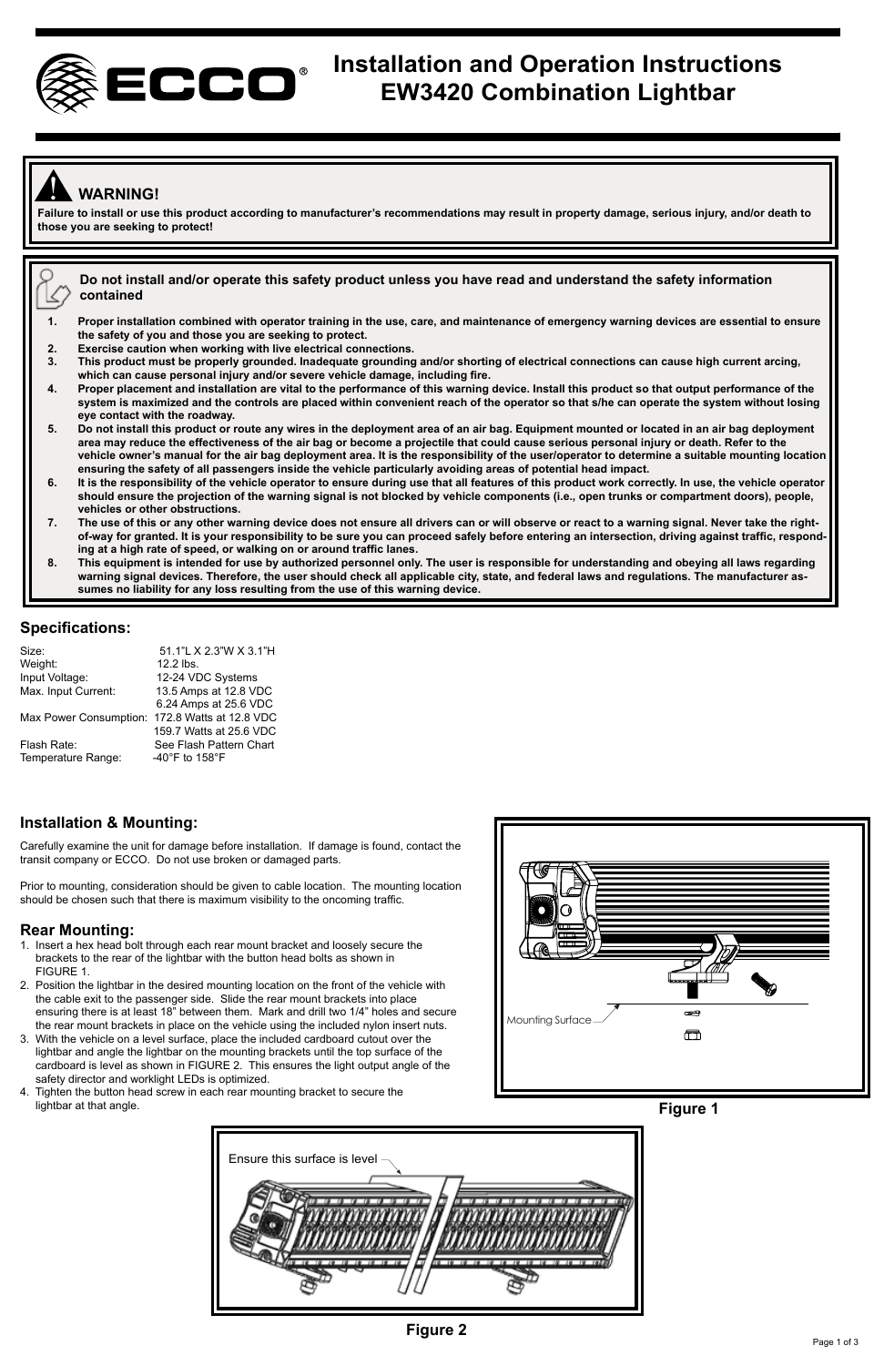# Installation and Operation Instructions
# EW3420 Combination Lightbar

**WARNING!**

**Failure to install or use this product according to manufacturer's recommendations may result in property damage, serious injury, and/or death to those you are seeking to protect!**

**Do not install and/or operate this safety product unless you have read and understand the safety information contained**

1. **Proper installation combined with operator training in the use, care, and maintenance of emergency warning devices are essential to ensure the safety of you and those you are seeking to protect.**
2. **Exercise caution when working with live electrical connections.**
3. **This product must be properly grounded. Inadequate grounding and/or shorting of electrical connections can cause high current arcing, which can cause personal injury and/or severe vehicle damage, including fire.**
4. **Proper placement and installation are vital to the performance of this warning device. Install this product so that output performance of the system is maximized and the controls are placed within convenient reach of the operator so that s/he can operate the system without losing eye contact with the roadway.**
5. **Do not install this product or route any wires in the deployment area of an air bag. Equipment mounted or located in an air bag deployment area may reduce the effectiveness of the air bag or become a projectile that could cause serious personal injury or death. Refer to the vehicle owner's manual for the air bag deployment area. It is the responsibility of the user/operator to determine a suitable mounting location ensuring the safety of all passengers inside the vehicle particularly avoiding areas of potential head impact.**
6. **It is the responsibility of the vehicle operator to ensure during use that all features of this product work correctly. In use, the vehicle operator should ensure the projection of the warning signal is not blocked by vehicle components (i.e., open trunks or compartment doors), people, vehicles or other obstructions.**
7. **The use of this or any other warning device does not ensure all drivers can or will observe or react to a warning signal. Never take the right-of-way for granted. It is your responsibility to be sure you can proceed safely before entering an intersection, driving against traffic, responding at a high rate of speed, or walking on or around traffic lanes.**
8. **This equipment is intended for use by authorized personnel only. The user is responsible for understanding and obeying all laws regarding warning signal devices. Therefore, the user should check all applicable city, state, and federal laws and regulations. The manufacturer assumes no liability for any loss resulting from the use of this warning device.**

## Specifications:

| | |
|---|---|
| Size: | 51.1"L X 2.3"W X 3.1"H |
| Weight: | 12.2 lbs. |
| Input Voltage: | 12-24 VDC Systems |
| Max. Input Current: | 13.5 Amps at 12.8 VDC<br>6.24 Amps at 25.6 VDC |
| Max Power Consumption: | 172.8 Watts at 12.8 VDC<br>159.7 Watts at 25.6 VDC |
| Flash Rate: | See Flash Pattern Chart |
| Temperature Range: | -40°F to 158°F |

## Installation & Mounting:

Carefully examine the unit for damage before installation. If damage is found, contact the transit company or ECCO. Do not use broken or damaged parts.

Prior to mounting, consideration should be given to cable location. The mounting location should be chosen such that there is maximum visibility to the oncoming traffic.

## Rear Mounting:

1. Insert a hex head bolt through each rear mount bracket and loosely secure the brackets to the rear of the lightbar with the button head bolts as shown in FIGURE 1.
2. Position the lightbar in the desired mounting location on the front of the vehicle with the cable exit to the passenger side. Slide the rear mount brackets into place ensuring there is at least 18" between them. Mark and drill two 1/4" holes and secure the rear mount brackets in place on the vehicle using the included nylon insert nuts.
3. With the vehicle on a level surface, place the included cardboard cutout over the lightbar and angle the lightbar on the mounting brackets until the top surface of the cardboard is level as shown in FIGURE 2. This ensures the light output angle of the safety director and worklight LEDs is optimized.
4. Tighten the button head screw in each rear mounting bracket to secure the lightbar at that angle.

Mounting Surface

Figure 1

Ensure this surface is level

Figure 2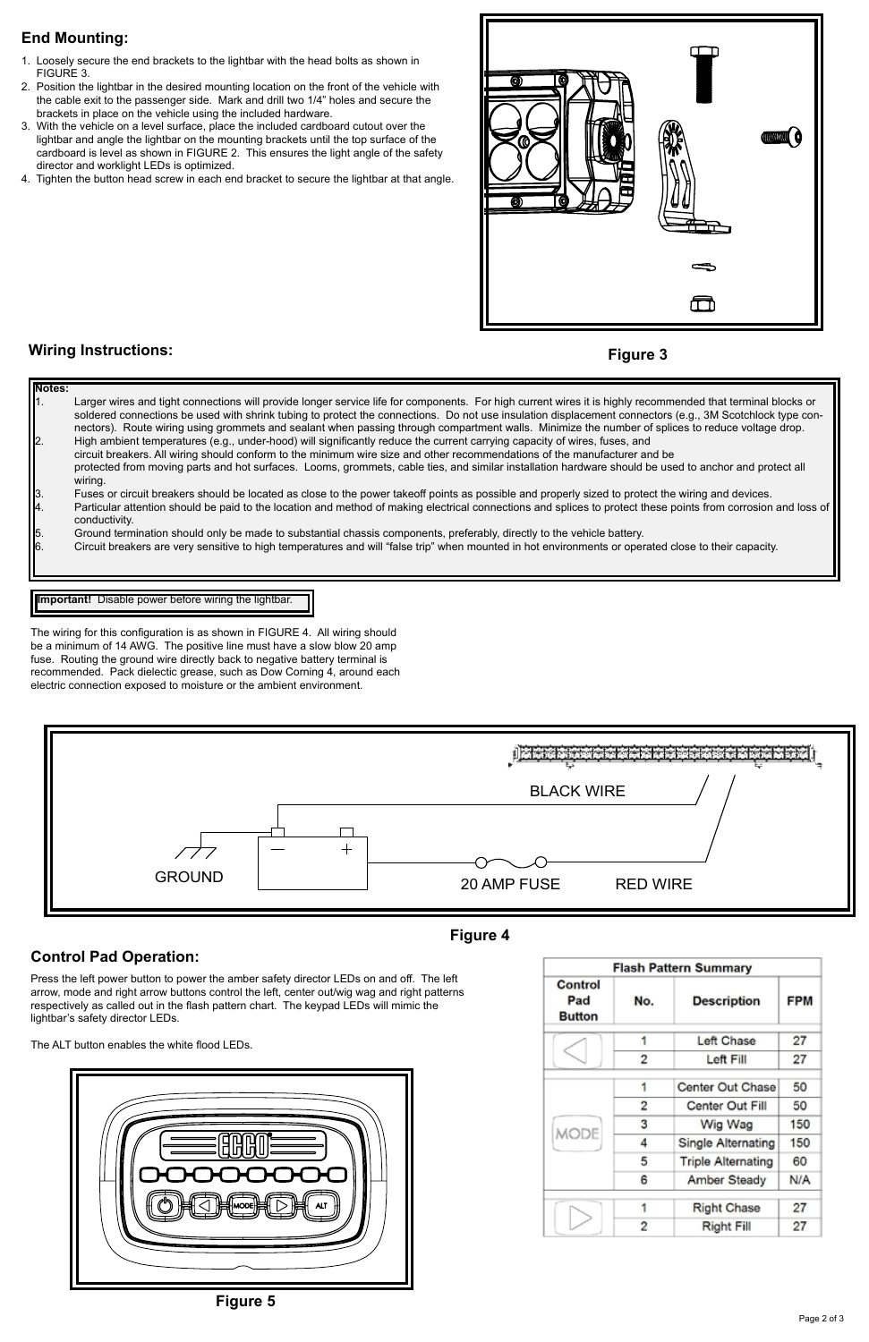## End Mounting:

1. Loosely secure the end brackets to the lightbar with the head bolts as shown in FIGURE 3.
2. Position the lightbar in the desired mounting location on the front of the vehicle with the cable exit to the passenger side. Mark and drill two 1/4" holes and secure the brackets in place on the vehicle using the included hardware.
3. With the vehicle on a level surface, place the included cardboard cutout over the lightbar and angle the lightbar on the mounting brackets until the top surface of the cardboard is level as shown in FIGURE 2. This ensures the light angle of the safety director and worklight LEDs is optimized.
4. Tighten the button head screw in each end bracket to secure the lightbar at that angle.

**Figure 3**

## Wiring Instructions:

**Notes:**

1. Larger wires and tight connections will provide longer service life for components. For high current wires it is highly recommended that terminal blocks or soldered connections be used with shrink tubing to protect the connections. Do not use insulation displacement connectors (e.g., 3M Scotchlock type connectors). Route wiring using grommets and sealant when passing through compartment walls. Minimize the number of splices to reduce voltage drop.
2. High ambient temperatures (e.g., under-hood) will significantly reduce the current carrying capacity of wires, fuses, and circuit breakers. All wiring should conform to the minimum wire size and other recommendations of the manufacturer and be protected from moving parts and hot surfaces. Looms, grommets, cable ties, and similar installation hardware should be used to anchor and protect all wiring.
3. Fuses or circuit breakers should be located as close to the power takeoff points as possible and properly sized to protect the wiring and devices.
4. Particular attention should be paid to the location and method of making electrical connections and splices to protect these points from corrosion and loss of conductivity.
5. Ground termination should only be made to substantial chassis components, preferably, directly to the vehicle battery.
6. Circuit breakers are very sensitive to high temperatures and will "false trip" when mounted in hot environments or operated close to their capacity.

**Important!** Disable power before wiring the lightbar.

The wiring for this configuration is as shown in FIGURE 4. All wiring should be a minimum of 14 AWG. The positive line must have a slow blow 20 amp fuse. Routing the ground wire directly back to negative battery terminal is recommended. Pack dielectric grease, such as Dow Corning 4, around each electric connection exposed to moisture or the ambient environment.

BLACK WIRE

GROUND

20 AMP FUSE

RED WIRE

**Figure 4**

## Control Pad Operation:

Press the left power button to power the amber safety director LEDs on and off. The left arrow, mode and right arrow buttons control the left, center out/wig wag and right patterns respectively as called out in the flash pattern chart. The keypad LEDs will mimic the lightbar's safety director LEDs.

The ALT button enables the white flood LEDs.

**Figure 5**

**Flash Pattern Summary**

| Control Pad Button | No. | Description | FPM |
|---|---|---|---|
| ◁ (Left) | 1 | Left Chase | 27 |
| | 2 | Left Fill | 27 |
| MODE | 1 | Center Out Chase | 50 |
| | 2 | Center Out Fill | 50 |
| | 3 | Wig Wag | 150 |
| | 4 | Single Alternating | 150 |
| | 5 | Triple Alternating | 60 |
| | 6 | Amber Steady | N/A |
| ▷ (Right) | 1 | Right Chase | 27 |
| | 2 | Right Fill | 27 |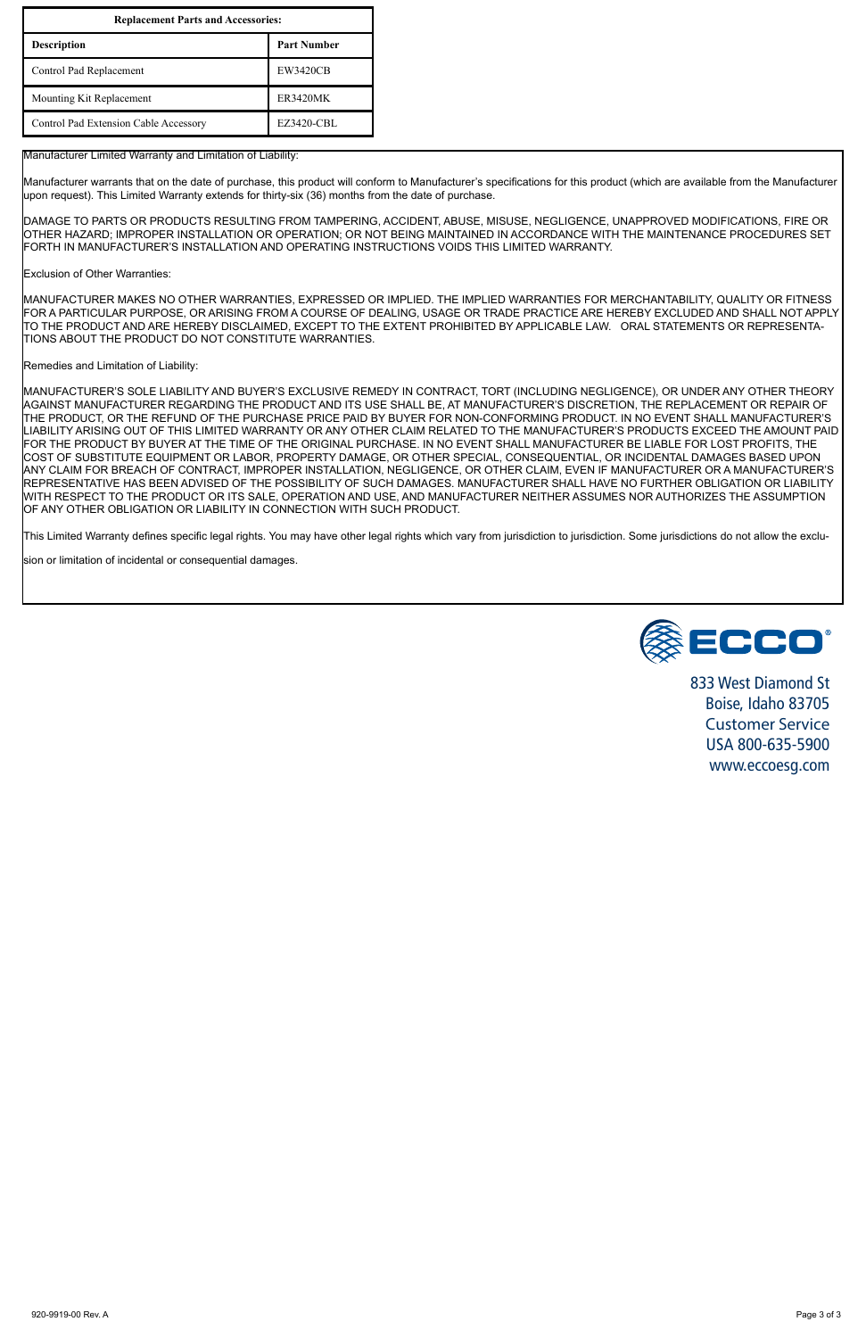| Replacement Parts and Accessories: | |
|---|---|
| **Description** | **Part Number** |
| Control Pad Replacement | EW3420CB |
| Mounting Kit Replacement | ER3420MK |
| Control Pad Extension Cable Accessory | EZ3420-CBL |

Manufacturer Limited Warranty and Limitation of Liability:

Manufacturer warrants that on the date of purchase, this product will conform to Manufacturer's specifications for this product (which are available from the Manufacturer upon request). This Limited Warranty extends for thirty-six (36) months from the date of purchase.

DAMAGE TO PARTS OR PRODUCTS RESULTING FROM TAMPERING, ACCIDENT, ABUSE, MISUSE, NEGLIGENCE, UNAPPROVED MODIFICATIONS, FIRE OR OTHER HAZARD; IMPROPER INSTALLATION OR OPERATION; OR NOT BEING MAINTAINED IN ACCORDANCE WITH THE MAINTENANCE PROCEDURES SET FORTH IN MANUFACTURER'S INSTALLATION AND OPERATING INSTRUCTIONS VOIDS THIS LIMITED WARRANTY.

Exclusion of Other Warranties:

MANUFACTURER MAKES NO OTHER WARRANTIES, EXPRESSED OR IMPLIED. THE IMPLIED WARRANTIES FOR MERCHANTABILITY, QUALITY OR FITNESS FOR A PARTICULAR PURPOSE, OR ARISING FROM A COURSE OF DEALING, USAGE OR TRADE PRACTICE ARE HEREBY EXCLUDED AND SHALL NOT APPLY TO THE PRODUCT AND ARE HEREBY DISCLAIMED, EXCEPT TO THE EXTENT PROHIBITED BY APPLICABLE LAW. ORAL STATEMENTS OR REPRESENTATIONS ABOUT THE PRODUCT DO NOT CONSTITUTE WARRANTIES.

Remedies and Limitation of Liability:

MANUFACTURER'S SOLE LIABILITY AND BUYER'S EXCLUSIVE REMEDY IN CONTRACT, TORT (INCLUDING NEGLIGENCE), OR UNDER ANY OTHER THEORY AGAINST MANUFACTURER REGARDING THE PRODUCT AND ITS USE SHALL BE, AT MANUFACTURER'S DISCRETION, THE REPLACEMENT OR REPAIR OF THE PRODUCT, OR THE REFUND OF THE PURCHASE PRICE PAID BY BUYER FOR NON-CONFORMING PRODUCT. IN NO EVENT SHALL MANUFACTURER'S LIABILITY ARISING OUT OF THIS LIMITED WARRANTY OR ANY OTHER CLAIM RELATED TO THE MANUFACTURER'S PRODUCTS EXCEED THE AMOUNT PAID FOR THE PRODUCT BY BUYER AT THE TIME OF THE ORIGINAL PURCHASE. IN NO EVENT SHALL MANUFACTURER BE LIABLE FOR LOST PROFITS, THE COST OF SUBSTITUTE EQUIPMENT OR LABOR, PROPERTY DAMAGE, OR OTHER SPECIAL, CONSEQUENTIAL, OR INCIDENTAL DAMAGES BASED UPON ANY CLAIM FOR BREACH OF CONTRACT, IMPROPER INSTALLATION, NEGLIGENCE, OR OTHER CLAIM, EVEN IF MANUFACTURER OR A MANUFACTURER'S REPRESENTATIVE HAS BEEN ADVISED OF THE POSSIBILITY OF SUCH DAMAGES. MANUFACTURER SHALL HAVE NO FURTHER OBLIGATION OR LIABILITY WITH RESPECT TO THE PRODUCT OR ITS SALE, OPERATION AND USE, AND MANUFACTURER NEITHER ASSUMES NOR AUTHORIZES THE ASSUMPTION OF ANY OTHER OBLIGATION OR LIABILITY IN CONNECTION WITH SUCH PRODUCT.

This Limited Warranty defines specific legal rights. You may have other legal rights which vary from jurisdiction to jurisdiction. Some jurisdictions do not allow the exclusion or limitation of incidental or consequential damages.

ECCO®

833 West Diamond St
Boise, Idaho 83705
Customer Service
USA 800-635-5900
www.eccoesg.com

920-9919-00 Rev. A